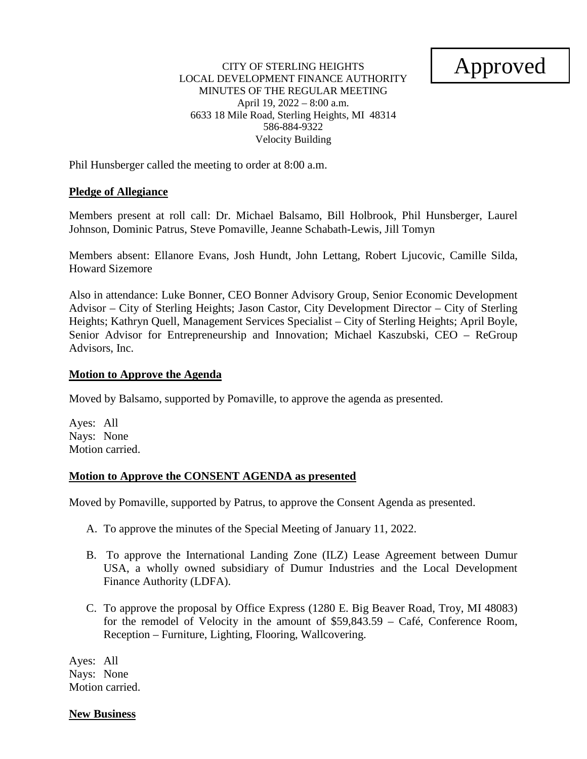Approved

CITY OF STERLING HEIGHTS
LOCAL DEVELOPMENT FINANCE AUTHORITY
MINUTES OF THE REGULAR MEETING
April 19, 2022 – 8:00 a.m.
6633 18 Mile Road, Sterling Heights, MI 48314
586-884-9322
Velocity Building

Phil Hunsberger called the meeting to order at 8:00 a.m.

**Pledge of Allegiance**

Members present at roll call: Dr. Michael Balsamo, Bill Holbrook, Phil Hunsberger, Laurel Johnson, Dominic Patrus, Steve Pomaville, Jeanne Schabath-Lewis, Jill Tomyn

Members absent: Ellanore Evans, Josh Hundt, John Lettang, Robert Ljucovic, Camille Silda, Howard Sizemore

Also in attendance: Luke Bonner, CEO Bonner Advisory Group, Senior Economic Development Advisor – City of Sterling Heights; Jason Castor, City Development Director – City of Sterling Heights; Kathryn Quell, Management Services Specialist – City of Sterling Heights; April Boyle, Senior Advisor for Entrepreneurship and Innovation; Michael Kaszubski, CEO – ReGroup Advisors, Inc.

**Motion to Approve the Agenda**

Moved by Balsamo, supported by Pomaville, to approve the agenda as presented.

Ayes: All
Nays: None
Motion carried.

**Motion to Approve the CONSENT AGENDA as presented**

Moved by Pomaville, supported by Patrus, to approve the Consent Agenda as presented.

A. To approve the minutes of the Special Meeting of January 11, 2022.

B. To approve the International Landing Zone (ILZ) Lease Agreement between Dumur USA, a wholly owned subsidiary of Dumur Industries and the Local Development Finance Authority (LDFA).

C. To approve the proposal by Office Express (1280 E. Big Beaver Road, Troy, MI 48083) for the remodel of Velocity in the amount of $59,843.59 – Café, Conference Room, Reception – Furniture, Lighting, Flooring, Wallcovering.

Ayes: All
Nays: None
Motion carried.

**New Business**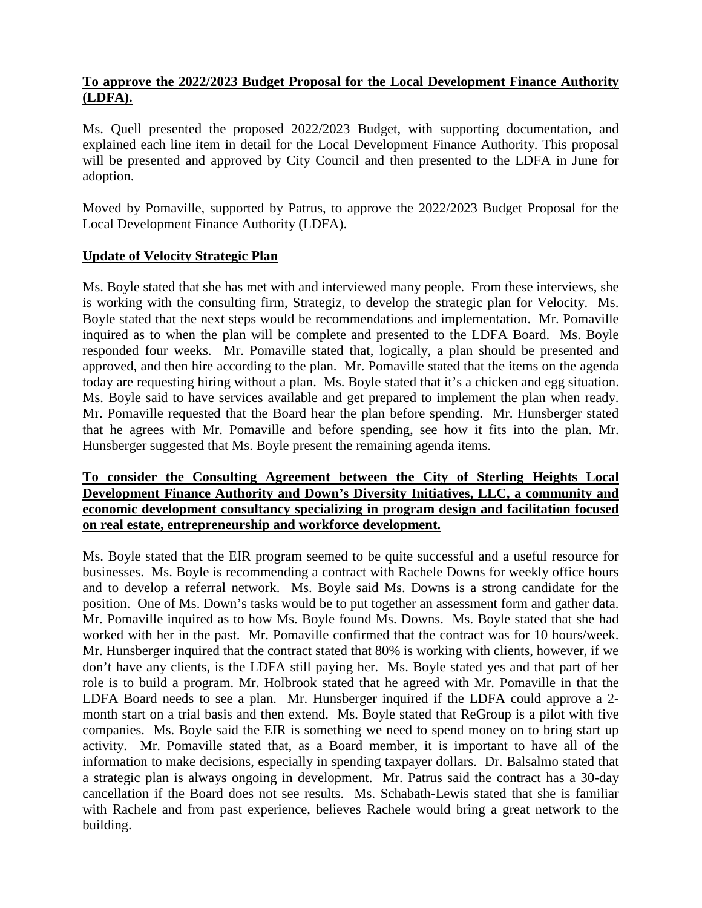**To approve the 2022/2023 Budget Proposal for the Local Development Finance Authority (LDFA).**

Ms. Quell presented the proposed 2022/2023 Budget, with supporting documentation, and explained each line item in detail for the Local Development Finance Authority. This proposal will be presented and approved by City Council and then presented to the LDFA in June for adoption.

Moved by Pomaville, supported by Patrus, to approve the 2022/2023 Budget Proposal for the Local Development Finance Authority (LDFA).

**Update of Velocity Strategic Plan**

Ms. Boyle stated that she has met with and interviewed many people. From these interviews, she is working with the consulting firm, Strategiz, to develop the strategic plan for Velocity. Ms. Boyle stated that the next steps would be recommendations and implementation. Mr. Pomaville inquired as to when the plan will be complete and presented to the LDFA Board. Ms. Boyle responded four weeks. Mr. Pomaville stated that, logically, a plan should be presented and approved, and then hire according to the plan. Mr. Pomaville stated that the items on the agenda today are requesting hiring without a plan. Ms. Boyle stated that it's a chicken and egg situation. Ms. Boyle said to have services available and get prepared to implement the plan when ready. Mr. Pomaville requested that the Board hear the plan before spending. Mr. Hunsberger stated that he agrees with Mr. Pomaville and before spending, see how it fits into the plan. Mr. Hunsberger suggested that Ms. Boyle present the remaining agenda items.

**To consider the Consulting Agreement between the City of Sterling Heights Local Development Finance Authority and Down's Diversity Initiatives, LLC, a community and economic development consultancy specializing in program design and facilitation focused on real estate, entrepreneurship and workforce development.**

Ms. Boyle stated that the EIR program seemed to be quite successful and a useful resource for businesses. Ms. Boyle is recommending a contract with Rachele Downs for weekly office hours and to develop a referral network. Ms. Boyle said Ms. Downs is a strong candidate for the position. One of Ms. Down's tasks would be to put together an assessment form and gather data. Mr. Pomaville inquired as to how Ms. Boyle found Ms. Downs. Ms. Boyle stated that she had worked with her in the past. Mr. Pomaville confirmed that the contract was for 10 hours/week. Mr. Hunsberger inquired that the contract stated that 80% is working with clients, however, if we don't have any clients, is the LDFA still paying her. Ms. Boyle stated yes and that part of her role is to build a program. Mr. Holbrook stated that he agreed with Mr. Pomaville in that the LDFA Board needs to see a plan. Mr. Hunsberger inquired if the LDFA could approve a 2-month start on a trial basis and then extend. Ms. Boyle stated that ReGroup is a pilot with five companies. Ms. Boyle said the EIR is something we need to spend money on to bring start up activity. Mr. Pomaville stated that, as a Board member, it is important to have all of the information to make decisions, especially in spending taxpayer dollars. Dr. Balsalmo stated that a strategic plan is always ongoing in development. Mr. Patrus said the contract has a 30-day cancellation if the Board does not see results. Ms. Schabath-Lewis stated that she is familiar with Rachele and from past experience, believes Rachele would bring a great network to the building.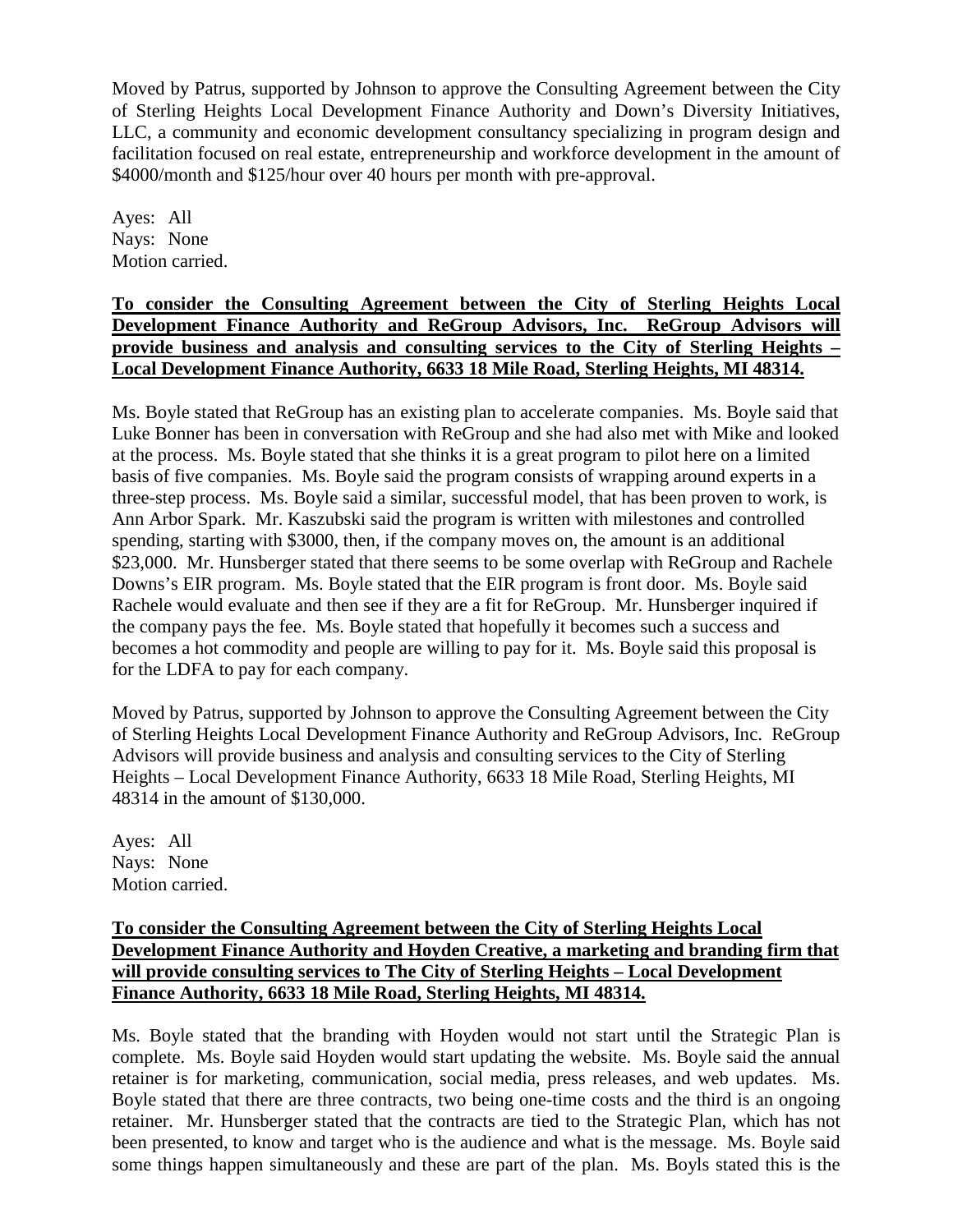Moved by Patrus, supported by Johnson to approve the Consulting Agreement between the City of Sterling Heights Local Development Finance Authority and Down's Diversity Initiatives, LLC, a community and economic development consultancy specializing in program design and facilitation focused on real estate, entrepreneurship and workforce development in the amount of \$4000/month and \$125/hour over 40 hours per month with pre-approval.

Ayes: All
Nays: None
Motion carried.

**To consider the Consulting Agreement between the City of Sterling Heights Local Development Finance Authority and ReGroup Advisors, Inc. ReGroup Advisors will provide business and analysis and consulting services to the City of Sterling Heights – Local Development Finance Authority, 6633 18 Mile Road, Sterling Heights, MI 48314.**

Ms. Boyle stated that ReGroup has an existing plan to accelerate companies. Ms. Boyle said that Luke Bonner has been in conversation with ReGroup and she had also met with Mike and looked at the process. Ms. Boyle stated that she thinks it is a great program to pilot here on a limited basis of five companies. Ms. Boyle said the program consists of wrapping around experts in a three-step process. Ms. Boyle said a similar, successful model, that has been proven to work, is Ann Arbor Spark. Mr. Kaszubski said the program is written with milestones and controlled spending, starting with \$3000, then, if the company moves on, the amount is an additional \$23,000. Mr. Hunsberger stated that there seems to be some overlap with ReGroup and Rachele Downs's EIR program. Ms. Boyle stated that the EIR program is front door. Ms. Boyle said Rachele would evaluate and then see if they are a fit for ReGroup. Mr. Hunsberger inquired if the company pays the fee. Ms. Boyle stated that hopefully it becomes such a success and becomes a hot commodity and people are willing to pay for it. Ms. Boyle said this proposal is for the LDFA to pay for each company.

Moved by Patrus, supported by Johnson to approve the Consulting Agreement between the City of Sterling Heights Local Development Finance Authority and ReGroup Advisors, Inc. ReGroup Advisors will provide business and analysis and consulting services to the City of Sterling Heights – Local Development Finance Authority, 6633 18 Mile Road, Sterling Heights, MI 48314 in the amount of \$130,000.

Ayes: All
Nays: None
Motion carried.

**To consider the Consulting Agreement between the City of Sterling Heights Local Development Finance Authority and Hoyden Creative, a marketing and branding firm that will provide consulting services to The City of Sterling Heights – Local Development Finance Authority, 6633 18 Mile Road, Sterling Heights, MI 48314.**

Ms. Boyle stated that the branding with Hoyden would not start until the Strategic Plan is complete. Ms. Boyle said Hoyden would start updating the website. Ms. Boyle said the annual retainer is for marketing, communication, social media, press releases, and web updates. Ms. Boyle stated that there are three contracts, two being one-time costs and the third is an ongoing retainer. Mr. Hunsberger stated that the contracts are tied to the Strategic Plan, which has not been presented, to know and target who is the audience and what is the message. Ms. Boyle said some things happen simultaneously and these are part of the plan. Ms. Boyls stated this is the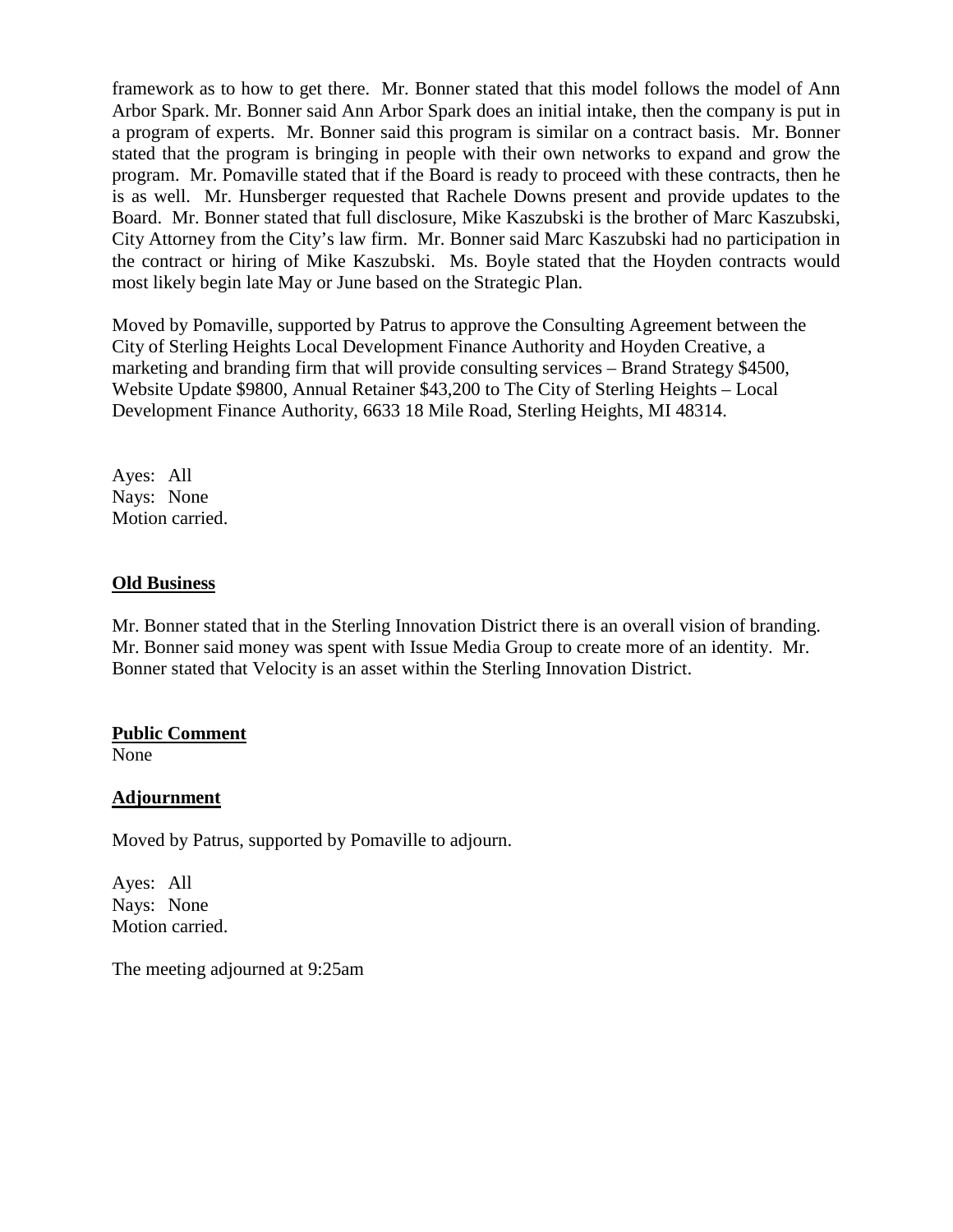framework as to how to get there. Mr. Bonner stated that this model follows the model of Ann Arbor Spark. Mr. Bonner said Ann Arbor Spark does an initial intake, then the company is put in a program of experts. Mr. Bonner said this program is similar on a contract basis. Mr. Bonner stated that the program is bringing in people with their own networks to expand and grow the program. Mr. Pomaville stated that if the Board is ready to proceed with these contracts, then he is as well. Mr. Hunsberger requested that Rachele Downs present and provide updates to the Board. Mr. Bonner stated that full disclosure, Mike Kaszubski is the brother of Marc Kaszubski, City Attorney from the City's law firm. Mr. Bonner said Marc Kaszubski had no participation in the contract or hiring of Mike Kaszubski. Ms. Boyle stated that the Hoyden contracts would most likely begin late May or June based on the Strategic Plan.

Moved by Pomaville, supported by Patrus to approve the Consulting Agreement between the City of Sterling Heights Local Development Finance Authority and Hoyden Creative, a marketing and branding firm that will provide consulting services – Brand Strategy $4500, Website Update $9800, Annual Retainer $43,200 to The City of Sterling Heights – Local Development Finance Authority, 6633 18 Mile Road, Sterling Heights, MI 48314.

Ayes: All
Nays: None
Motion carried.

**Old Business**

Mr. Bonner stated that in the Sterling Innovation District there is an overall vision of branding. Mr. Bonner said money was spent with Issue Media Group to create more of an identity. Mr. Bonner stated that Velocity is an asset within the Sterling Innovation District.

**Public Comment**
None

**Adjournment**

Moved by Patrus, supported by Pomaville to adjourn.

Ayes: All
Nays: None
Motion carried.

The meeting adjourned at 9:25am